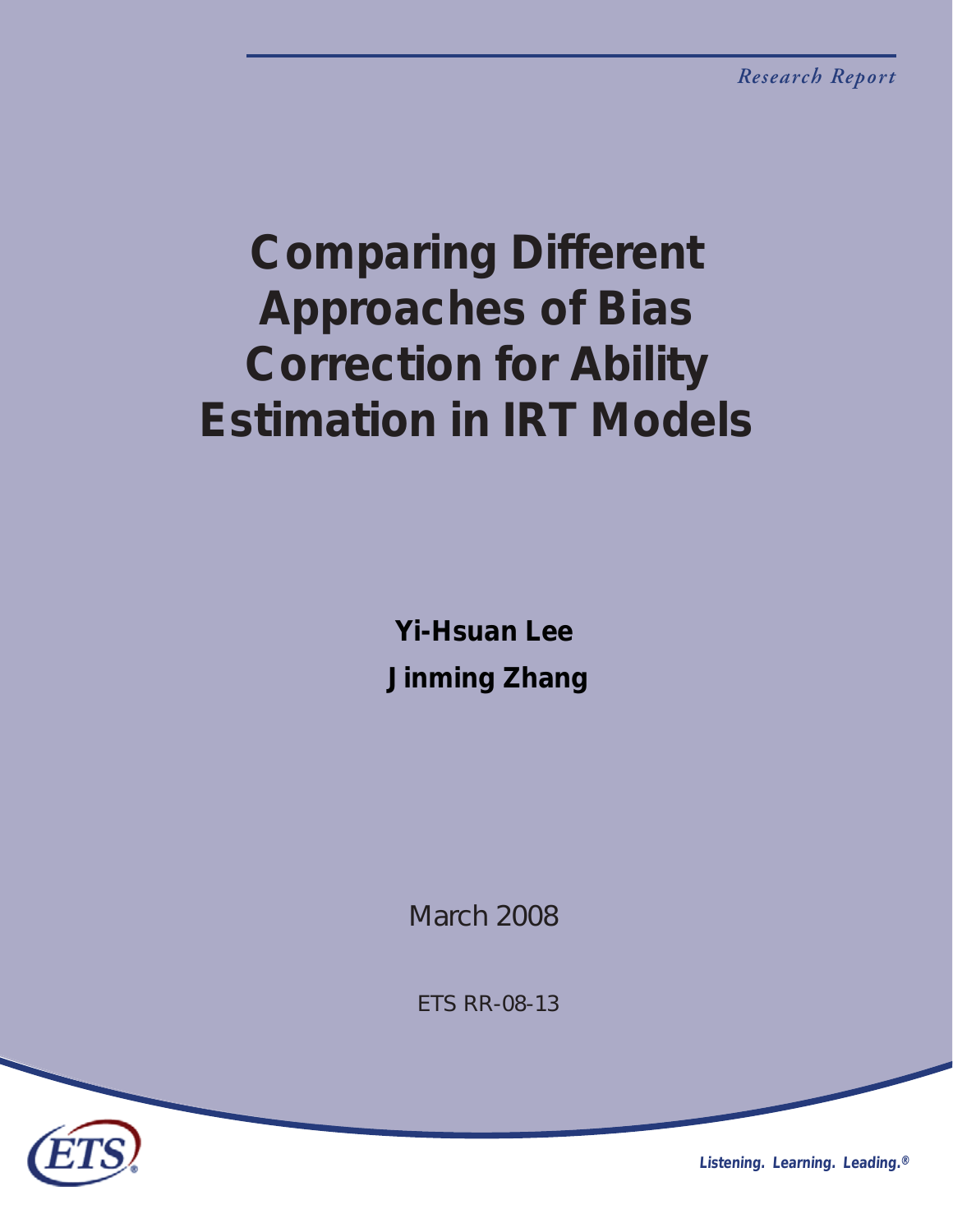*Research Report*

# Comparing Different Approaches of Bias Correction for Ability Estimation in IRT Models

**Yi-Hsuan Lee**

**Jinming Zhang**

March 2008

ETS RR-08-13

*Listening. Learning. Leading.®*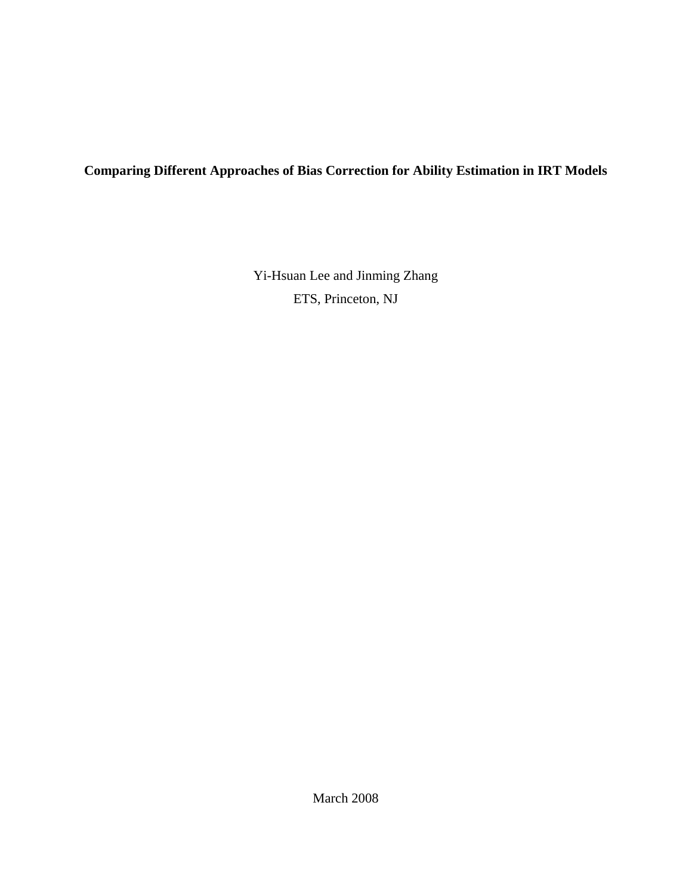# Comparing Different Approaches of Bias Correction for Ability Estimation in IRT Models

Yi-Hsuan Lee and Jinming Zhang

ETS, Princeton, NJ

March 2008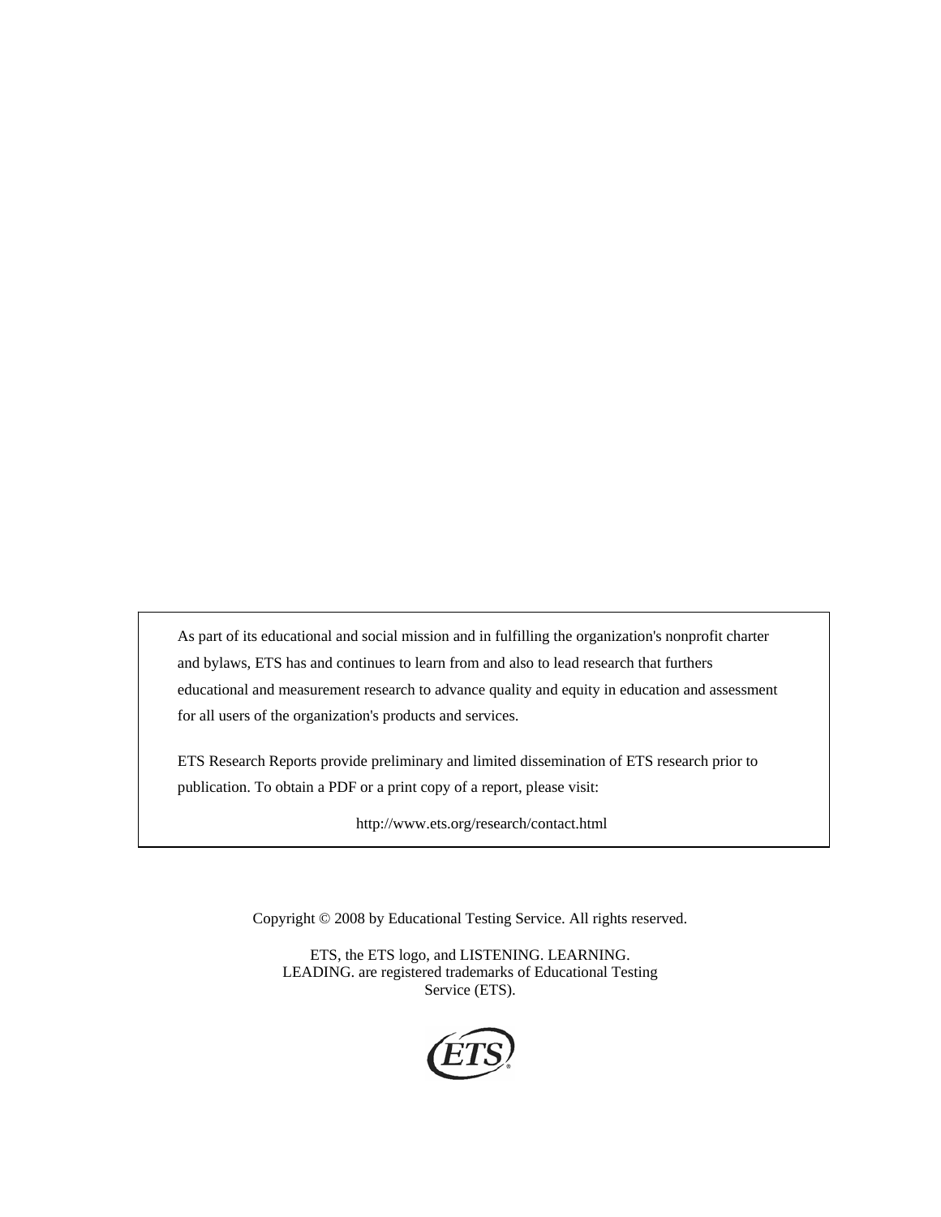As part of its educational and social mission and in fulfilling the organization's nonprofit charter and bylaws, ETS has and continues to learn from and also to lead research that furthers educational and measurement research to advance quality and equity in education and assessment for all users of the organization's products and services.

ETS Research Reports provide preliminary and limited dissemination of ETS research prior to publication. To obtain a PDF or a print copy of a report, please visit:

http://www.ets.org/research/contact.html

Copyright © 2008 by Educational Testing Service. All rights reserved.

ETS, the ETS logo, and LISTENING. LEARNING. LEADING. are registered trademarks of Educational Testing Service (ETS).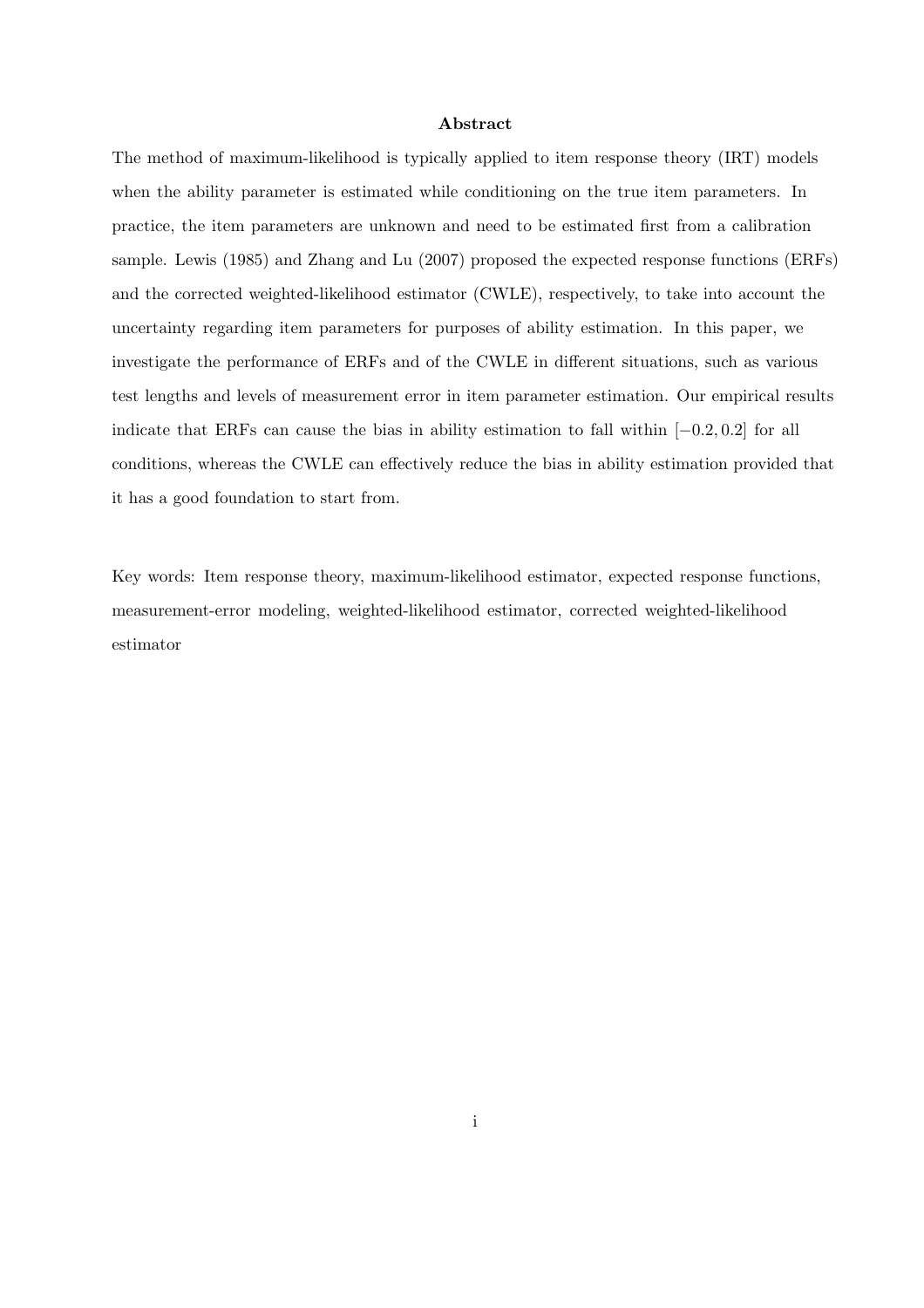## Abstract

The method of maximum-likelihood is typically applied to item response theory (IRT) models when the ability parameter is estimated while conditioning on the true item parameters. In practice, the item parameters are unknown and need to be estimated first from a calibration sample. Lewis (1985) and Zhang and Lu (2007) proposed the expected response functions (ERFs) and the corrected weighted-likelihood estimator (CWLE), respectively, to take into account the uncertainty regarding item parameters for purposes of ability estimation. In this paper, we investigate the performance of ERFs and of the CWLE in different situations, such as various test lengths and levels of measurement error in item parameter estimation. Our empirical results indicate that ERFs can cause the bias in ability estimation to fall within $[-0.2, 0.2]$ for all conditions, whereas the CWLE can effectively reduce the bias in ability estimation provided that it has a good foundation to start from.

Key words: Item response theory, maximum-likelihood estimator, expected response functions, measurement-error modeling, weighted-likelihood estimator, corrected weighted-likelihood estimator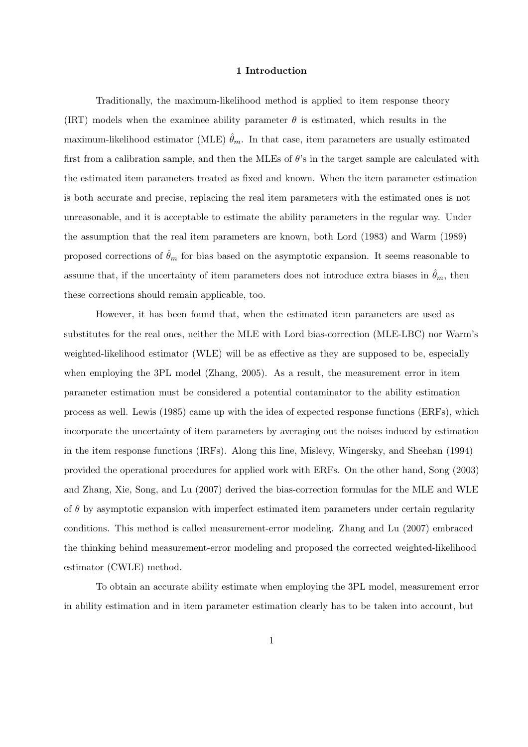# 1 Introduction

Traditionally, the maximum-likelihood method is applied to item response theory (IRT) models when the examinee ability parameter $\theta$ is estimated, which results in the maximum-likelihood estimator (MLE) $\hat{\theta}_m$. In that case, item parameters are usually estimated first from a calibration sample, and then the MLEs of $\theta$'s in the target sample are calculated with the estimated item parameters treated as fixed and known. When the item parameter estimation is both accurate and precise, replacing the real item parameters with the estimated ones is not unreasonable, and it is acceptable to estimate the ability parameters in the regular way. Under the assumption that the real item parameters are known, both Lord (1983) and Warm (1989) proposed corrections of $\hat{\theta}_m$ for bias based on the asymptotic expansion. It seems reasonable to assume that, if the uncertainty of item parameters does not introduce extra biases in $\hat{\theta}_m$, then these corrections should remain applicable, too.

However, it has been found that, when the estimated item parameters are used as substitutes for the real ones, neither the MLE with Lord bias-correction (MLE-LBC) nor Warm's weighted-likelihood estimator (WLE) will be as effective as they are supposed to be, especially when employing the 3PL model (Zhang, 2005). As a result, the measurement error in item parameter estimation must be considered a potential contaminator to the ability estimation process as well. Lewis (1985) came up with the idea of expected response functions (ERFs), which incorporate the uncertainty of item parameters by averaging out the noises induced by estimation in the item response functions (IRFs). Along this line, Mislevy, Wingersky, and Sheehan (1994) provided the operational procedures for applied work with ERFs. On the other hand, Song (2003) and Zhang, Xie, Song, and Lu (2007) derived the bias-correction formulas for the MLE and WLE of $\theta$ by asymptotic expansion with imperfect estimated item parameters under certain regularity conditions. This method is called measurement-error modeling. Zhang and Lu (2007) embraced the thinking behind measurement-error modeling and proposed the corrected weighted-likelihood estimator (CWLE) method.

To obtain an accurate ability estimate when employing the 3PL model, measurement error in ability estimation and in item parameter estimation clearly has to be taken into account, but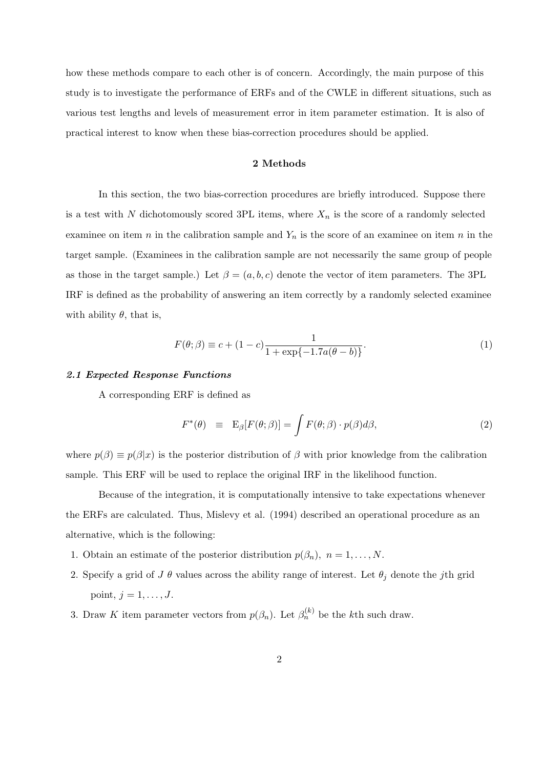how these methods compare to each other is of concern. Accordingly, the main purpose of this study is to investigate the performance of ERFs and of the CWLE in different situations, such as various test lengths and levels of measurement error in item parameter estimation. It is also of practical interest to know when these bias-correction procedures should be applied.

## 2 Methods

In this section, the two bias-correction procedures are briefly introduced. Suppose there is a test with $N$ dichotomously scored 3PL items, where $X_n$ is the score of a randomly selected examinee on item $n$ in the calibration sample and $Y_n$ is the score of an examinee on item $n$ in the target sample. (Examinees in the calibration sample are not necessarily the same group of people as those in the target sample.) Let $\beta = (a, b, c)$ denote the vector of item parameters. The 3PL IRF is defined as the probability of answering an item correctly by a randomly selected examinee with ability $\theta$, that is,

$$F(\theta; \beta) \equiv c + (1 - c)\frac{1}{1 + \exp\{-1.7a(\theta - b)\}}. \tag{1}$$

### *2.1 Expected Response Functions*

A corresponding ERF is defined as

$$F^*(\theta) \quad \equiv \quad \mathrm{E}_\beta[F(\theta; \beta)] = \int F(\theta; \beta) \cdot p(\beta) d\beta, \tag{2}$$

where $p(\beta) \equiv p(\beta|x)$ is the posterior distribution of $\beta$ with prior knowledge from the calibration sample. This ERF will be used to replace the original IRF in the likelihood function.

Because of the integration, it is computationally intensive to take expectations whenever the ERFs are calculated. Thus, Mislevy et al. (1994) described an operational procedure as an alternative, which is the following:

1. Obtain an estimate of the posterior distribution $p(\beta_n)$, $n = 1, \ldots, N$.
2. Specify a grid of $J$ $\theta$ values across the ability range of interest. Let $\theta_j$ denote the $j$th grid point, $j = 1, \ldots, J$.
3. Draw $K$ item parameter vectors from $p(\beta_n)$. Let $\beta_n^{(k)}$ be the $k$th such draw.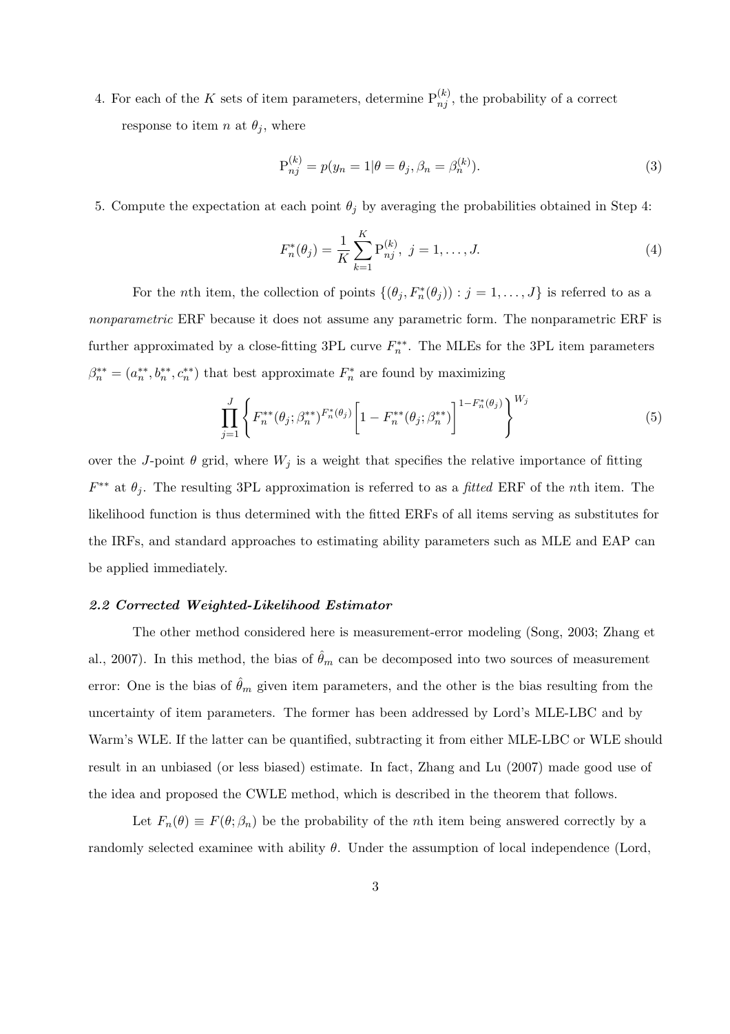4. For each of the $K$ sets of item parameters, determine $\mathrm{P}_{nj}^{(k)}$, the probability of a correct response to item $n$ at $\theta_j$, where

$$\mathrm{P}_{nj}^{(k)} = p(y_n = 1 | \theta = \theta_j, \beta_n = \beta_n^{(k)}). \tag{3}$$

5. Compute the expectation at each point $\theta_j$ by averaging the probabilities obtained in Step 4:

$$F_n^*(\theta_j) = \frac{1}{K} \sum_{k=1}^{K} \mathrm{P}_{nj}^{(k)},\ j = 1, \ldots, J. \tag{4}$$

For the $n$th item, the collection of points $\{(\theta_j, F_n^*(\theta_j)) : j = 1, \ldots, J\}$ is referred to as a *nonparametric* ERF because it does not assume any parametric form. The nonparametric ERF is further approximated by a close-fitting 3PL curve $F_n^{**}$. The MLEs for the 3PL item parameters $\beta_n^{**} = (a_n^{**}, b_n^{**}, c_n^{**})$ that best approximate $F_n^*$ are found by maximizing

$$\prod_{j=1}^{J} \left\{ F_n^{**}(\theta_j; \beta_n^{**})^{F_n^*(\theta_j)} \left[ 1 - F_n^{**}(\theta_j; \beta_n^{**}) \right]^{1 - F_n^*(\theta_j)} \right\}^{W_j} \tag{5}$$

over the $J$-point $\theta$ grid, where $W_j$ is a weight that specifies the relative importance of fitting $F^{**}$ at $\theta_j$. The resulting 3PL approximation is referred to as a *fitted* ERF of the $n$th item. The likelihood function is thus determined with the fitted ERFs of all items serving as substitutes for the IRFs, and standard approaches to estimating ability parameters such as MLE and EAP can be applied immediately.

### *2.2 Corrected Weighted-Likelihood Estimator*

The other method considered here is measurement-error modeling (Song, 2003; Zhang et al., 2007). In this method, the bias of $\hat{\theta}_m$ can be decomposed into two sources of measurement error: One is the bias of $\hat{\theta}_m$ given item parameters, and the other is the bias resulting from the uncertainty of item parameters. The former has been addressed by Lord's MLE-LBC and by Warm's WLE. If the latter can be quantified, subtracting it from either MLE-LBC or WLE should result in an unbiased (or less biased) estimate. In fact, Zhang and Lu (2007) made good use of the idea and proposed the CWLE method, which is described in the theorem that follows.

Let $F_n(\theta) \equiv F(\theta; \beta_n)$ be the probability of the $n$th item being answered correctly by a randomly selected examinee with ability $\theta$. Under the assumption of local independence (Lord,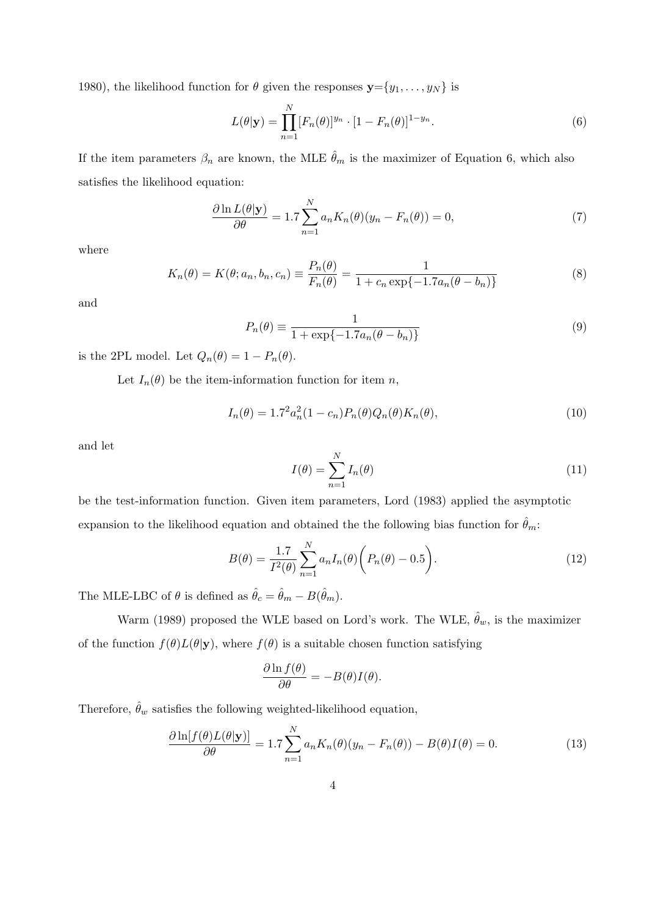1980), the likelihood function for $\theta$ given the responses $\mathbf{y}=\{y_1, \ldots, y_N\}$ is

$$L(\theta|\mathbf{y}) = \prod_{n=1}^{N} [F_n(\theta)]^{y_n} \cdot [1 - F_n(\theta)]^{1-y_n}. \tag{6}$$

If the item parameters $\beta_n$ are known, the MLE $\hat{\theta}_m$ is the maximizer of Equation 6, which also satisfies the likelihood equation:

$$\frac{\partial \ln L(\theta|\mathbf{y})}{\partial \theta} = 1.7 \sum_{n=1}^{N} a_n K_n(\theta)(y_n - F_n(\theta)) = 0, \tag{7}$$

where

$$K_n(\theta) = K(\theta; a_n, b_n, c_n) \equiv \frac{P_n(\theta)}{F_n(\theta)} = \frac{1}{1 + c_n \exp\{-1.7 a_n(\theta - b_n)\}} \tag{8}$$

and

$$P_n(\theta) \equiv \frac{1}{1 + \exp\{-1.7 a_n(\theta - b_n)\}} \tag{9}$$

is the 2PL model. Let $Q_n(\theta) = 1 - P_n(\theta)$.

Let $I_n(\theta)$ be the item-information function for item $n$,

$$I_n(\theta) = 1.7^2 a_n^2 (1 - c_n) P_n(\theta) Q_n(\theta) K_n(\theta), \tag{10}$$

and let

$$I(\theta) = \sum_{n=1}^{N} I_n(\theta) \tag{11}$$

be the test-information function. Given item parameters, Lord (1983) applied the asymptotic expansion to the likelihood equation and obtained the the following bias function for $\hat{\theta}_m$:

$$B(\theta) = \frac{1.7}{I^2(\theta)} \sum_{n=1}^{N} a_n I_n(\theta) \bigg( P_n(\theta) - 0.5 \bigg). \tag{12}$$

The MLE-LBC of $\theta$ is defined as $\hat{\theta}_c = \hat{\theta}_m - B(\hat{\theta}_m)$.

Warm (1989) proposed the WLE based on Lord's work. The WLE, $\hat{\theta}_w$, is the maximizer of the function $f(\theta)L(\theta|\mathbf{y})$, where $f(\theta)$ is a suitable chosen function satisfying

$$\frac{\partial \ln f(\theta)}{\partial \theta} = -B(\theta)I(\theta).$$

Therefore, $\hat{\theta}_w$ satisfies the following weighted-likelihood equation,

$$\frac{\partial \ln[f(\theta)L(\theta|\mathbf{y})]}{\partial \theta} = 1.7 \sum_{n=1}^{N} a_n K_n(\theta)(y_n - F_n(\theta)) - B(\theta)I(\theta) = 0. \tag{13}$$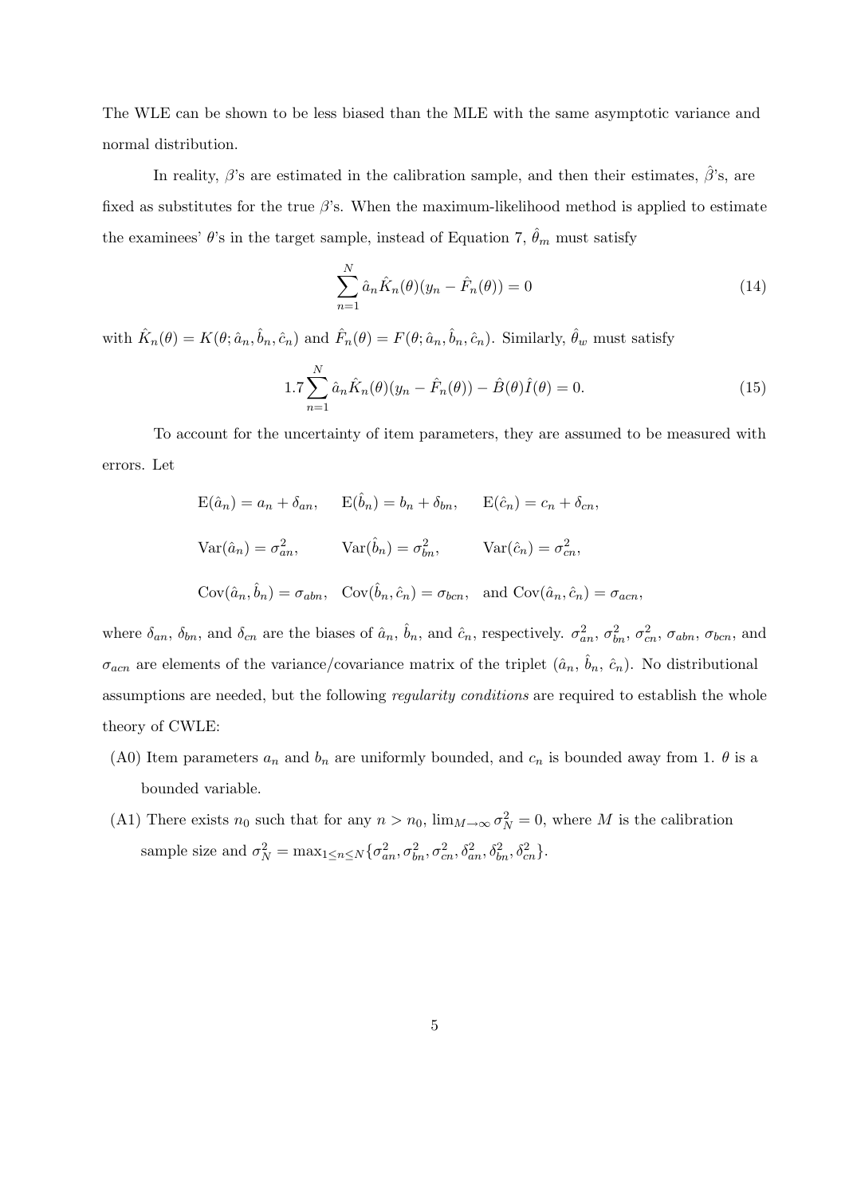The WLE can be shown to be less biased than the MLE with the same asymptotic variance and normal distribution.

In reality, $\beta$'s are estimated in the calibration sample, and then their estimates, $\hat{\beta}$'s, are fixed as substitutes for the true $\beta$'s. When the maximum-likelihood method is applied to estimate the examinees' $\theta$'s in the target sample, instead of Equation 7, $\hat{\theta}_m$ must satisfy

$$\sum_{n=1}^{N} \hat{a}_n \hat{K}_n(\theta)(y_n - \hat{F}_n(\theta)) = 0 \tag{14}$$

with $\hat{K}_n(\theta) = K(\theta; \hat{a}_n, \hat{b}_n, \hat{c}_n)$ and $\hat{F}_n(\theta) = F(\theta; \hat{a}_n, \hat{b}_n, \hat{c}_n)$. Similarly, $\hat{\theta}_w$ must satisfy

$$1.7 \sum_{n=1}^{N} \hat{a}_n \hat{K}_n(\theta)(y_n - \hat{F}_n(\theta)) - \hat{B}(\theta)\hat{I}(\theta) = 0. \tag{15}$$

To account for the uncertainty of item parameters, they are assumed to be measured with errors. Let

$$\mathrm{E}(\hat{a}_n) = a_n + \delta_{an}, \quad \mathrm{E}(\hat{b}_n) = b_n + \delta_{bn}, \quad \mathrm{E}(\hat{c}_n) = c_n + \delta_{cn},$$

$$\mathrm{Var}(\hat{a}_n) = \sigma^2_{an}, \quad \mathrm{Var}(\hat{b}_n) = \sigma^2_{bn}, \quad \mathrm{Var}(\hat{c}_n) = \sigma^2_{cn},$$

$$\mathrm{Cov}(\hat{a}_n, \hat{b}_n) = \sigma_{abn}, \quad \mathrm{Cov}(\hat{b}_n, \hat{c}_n) = \sigma_{bcn}, \quad \text{and } \mathrm{Cov}(\hat{a}_n, \hat{c}_n) = \sigma_{acn},$$

where $\delta_{an}$, $\delta_{bn}$, and $\delta_{cn}$ are the biases of $\hat{a}_n$, $\hat{b}_n$, and $\hat{c}_n$, respectively. $\sigma^2_{an}$, $\sigma^2_{bn}$, $\sigma^2_{cn}$, $\sigma_{abn}$, $\sigma_{bcn}$, and $\sigma_{acn}$ are elements of the variance/covariance matrix of the triplet ($\hat{a}_n$, $\hat{b}_n$, $\hat{c}_n$). No distributional assumptions are needed, but the following *regularity conditions* are required to establish the whole theory of CWLE:

(A0) Item parameters $a_n$ and $b_n$ are uniformly bounded, and $c_n$ is bounded away from 1. $\theta$ is a bounded variable.

(A1) There exists $n_0$ such that for any $n > n_0$, $\lim_{M\to\infty} \sigma^2_N = 0$, where $M$ is the calibration sample size and $\sigma^2_N = \max_{1\le n\le N}\{\sigma^2_{an}, \sigma^2_{bn}, \sigma^2_{cn}, \delta^2_{an}, \delta^2_{bn}, \delta^2_{cn}\}$.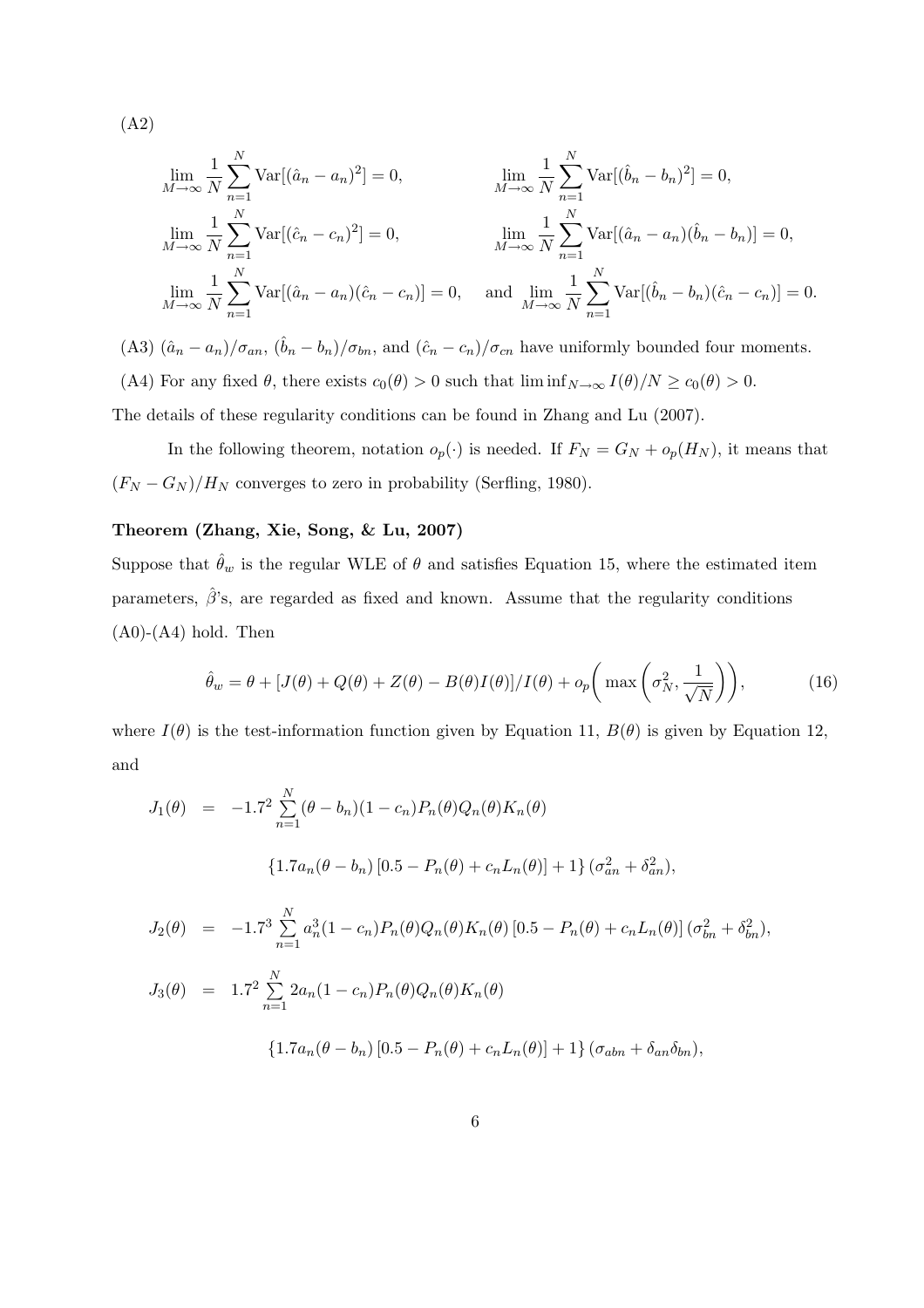(A2)

$$\lim_{M\to\infty} \frac{1}{N}\sum_{n=1}^{N} \mathrm{Var}[(\hat{a}_n - a_n)^2] = 0, \qquad \lim_{M\to\infty} \frac{1}{N}\sum_{n=1}^{N} \mathrm{Var}[(\hat{b}_n - b_n)^2] = 0,$$

$$\lim_{M\to\infty} \frac{1}{N}\sum_{n=1}^{N} \mathrm{Var}[(\hat{c}_n - c_n)^2] = 0, \qquad \lim_{M\to\infty} \frac{1}{N}\sum_{n=1}^{N} \mathrm{Var}[(\hat{a}_n - a_n)(\hat{b}_n - b_n)] = 0,$$

$$\lim_{M\to\infty} \frac{1}{N}\sum_{n=1}^{N} \mathrm{Var}[(\hat{a}_n - a_n)(\hat{c}_n - c_n)] = 0, \quad \text{and} \quad \lim_{M\to\infty} \frac{1}{N}\sum_{n=1}^{N} \mathrm{Var}[(\hat{b}_n - b_n)(\hat{c}_n - c_n)] = 0.$$

(A3) $(\hat{a}_n - a_n)/\sigma_{an}$, $(\hat{b}_n - b_n)/\sigma_{bn}$, and $(\hat{c}_n - c_n)/\sigma_{cn}$ have uniformly bounded four moments.

(A4) For any fixed $\theta$, there exists $c_0(\theta) > 0$ such that $\liminf_{N\to\infty} I(\theta)/N \geq c_0(\theta) > 0$.

The details of these regularity conditions can be found in Zhang and Lu (2007).

In the following theorem, notation $o_p(\cdot)$ is needed. If $F_N = G_N + o_p(H_N)$, it means that $(F_N - G_N)/H_N$ converges to zero in probability (Serfling, 1980).

**Theorem (Zhang, Xie, Song, & Lu, 2007)**

Suppose that $\hat{\theta}_w$ is the regular WLE of $\theta$ and satisfies Equation 15, where the estimated item parameters, $\hat{\beta}$'s, are regarded as fixed and known. Assume that the regularity conditions (A0)-(A4) hold. Then

$$\hat{\theta}_w = \theta + [J(\theta) + Q(\theta) + Z(\theta) - B(\theta)I(\theta)]/I(\theta) + o_p\left(\max\left(\sigma_N^2, \frac{1}{\sqrt{N}}\right)\right), \tag{16}$$

where $I(\theta)$ is the test-information function given by Equation 11, $B(\theta)$ is given by Equation 12, and

$$J_1(\theta) = -1.7^2 \sum_{n=1}^{N} (\theta - b_n)(1 - c_n)P_n(\theta)Q_n(\theta)K_n(\theta)$$

$$\{1.7a_n(\theta - b_n)\,[0.5 - P_n(\theta) + c_n L_n(\theta)] + 1\}\,(\sigma_{an}^2 + \delta_{an}^2),$$

$$J_2(\theta) = -1.7^3 \sum_{n=1}^{N} a_n^3(1 - c_n)P_n(\theta)Q_n(\theta)K_n(\theta)\,[0.5 - P_n(\theta) + c_n L_n(\theta)]\,(\sigma_{bn}^2 + \delta_{bn}^2),$$

$$J_3(\theta) = 1.7^2 \sum_{n=1}^{N} 2a_n(1 - c_n)P_n(\theta)Q_n(\theta)K_n(\theta)$$

$$\{1.7a_n(\theta - b_n)\,[0.5 - P_n(\theta) + c_n L_n(\theta)] + 1\}\,(\sigma_{abn} + \delta_{an}\delta_{bn}),$$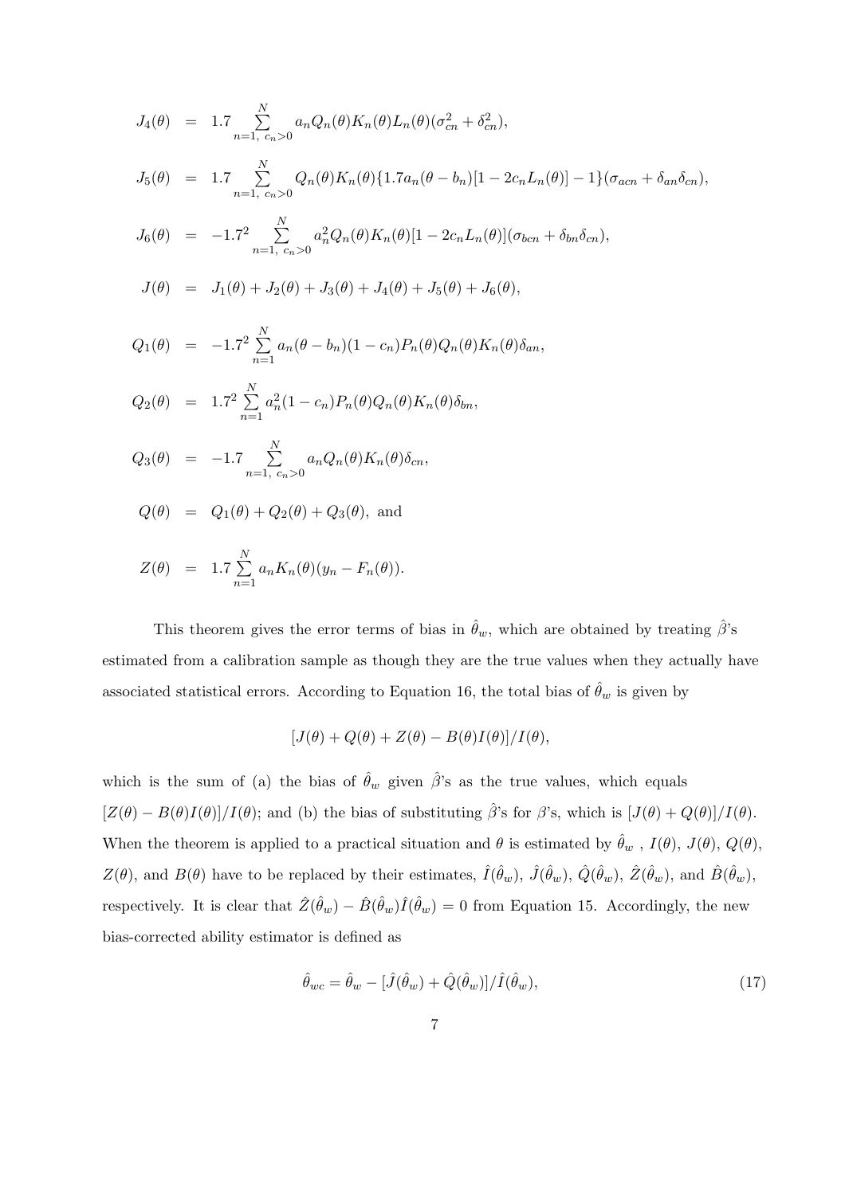$$J_4(\theta) = 1.7 \sum_{n=1,\ c_n>0}^{N} a_n Q_n(\theta) K_n(\theta) L_n(\theta)(\sigma_{cn}^2 + \delta_{cn}^2),$$

$$J_5(\theta) = 1.7 \sum_{n=1,\ c_n>0}^{N} Q_n(\theta) K_n(\theta) \{1.7 a_n(\theta - b_n)[1 - 2c_n L_n(\theta)] - 1\}(\sigma_{acn} + \delta_{an}\delta_{cn}),$$

$$J_6(\theta) = -1.7^2 \sum_{n=1,\ c_n>0}^{N} a_n^2 Q_n(\theta) K_n(\theta)[1 - 2c_n L_n(\theta)](\sigma_{bcn} + \delta_{bn}\delta_{cn}),$$

$$J(\theta) = J_1(\theta) + J_2(\theta) + J_3(\theta) + J_4(\theta) + J_5(\theta) + J_6(\theta),$$

$$Q_1(\theta) = -1.7^2 \sum_{n=1}^{N} a_n(\theta - b_n)(1 - c_n) P_n(\theta) Q_n(\theta) K_n(\theta) \delta_{an},$$

$$Q_2(\theta) = 1.7^2 \sum_{n=1}^{N} a_n^2 (1 - c_n) P_n(\theta) Q_n(\theta) K_n(\theta) \delta_{bn},$$

$$Q_3(\theta) = -1.7 \sum_{n=1,\ c_n>0}^{N} a_n Q_n(\theta) K_n(\theta) \delta_{cn},$$

$$Q(\theta) = Q_1(\theta) + Q_2(\theta) + Q_3(\theta), \text{ and}$$

$$Z(\theta) = 1.7 \sum_{n=1}^{N} a_n K_n(\theta)(y_n - F_n(\theta)).$$

This theorem gives the error terms of bias in $\hat{\theta}_w$, which are obtained by treating $\hat{\beta}$'s estimated from a calibration sample as though they are the true values when they actually have associated statistical errors. According to Equation 16, the total bias of $\hat{\theta}_w$ is given by

$$[J(\theta) + Q(\theta) + Z(\theta) - B(\theta)I(\theta)]/I(\theta),$$

which is the sum of (a) the bias of $\hat{\theta}_w$ given $\hat{\beta}$'s as the true values, which equals $[Z(\theta) - B(\theta)I(\theta)]/I(\theta)$; and (b) the bias of substituting $\hat{\beta}$'s for $\beta$'s, which is $[J(\theta) + Q(\theta)]/I(\theta)$. When the theorem is applied to a practical situation and $\theta$ is estimated by $\hat{\theta}_w$ , $I(\theta)$, $J(\theta)$, $Q(\theta)$, $Z(\theta)$, and $B(\theta)$ have to be replaced by their estimates, $\hat{I}(\hat{\theta}_w)$, $\hat{J}(\hat{\theta}_w)$, $\hat{Q}(\hat{\theta}_w)$, $\hat{Z}(\hat{\theta}_w)$, and $\hat{B}(\hat{\theta}_w)$, respectively. It is clear that $\hat{Z}(\hat{\theta}_w) - \hat{B}(\hat{\theta}_w)\hat{I}(\hat{\theta}_w) = 0$ from Equation 15. Accordingly, the new bias-corrected ability estimator is defined as

$$\hat{\theta}_{wc} = \hat{\theta}_w - [\hat{J}(\hat{\theta}_w) + \hat{Q}(\hat{\theta}_w)]/\hat{I}(\hat{\theta}_w), \tag{17}$$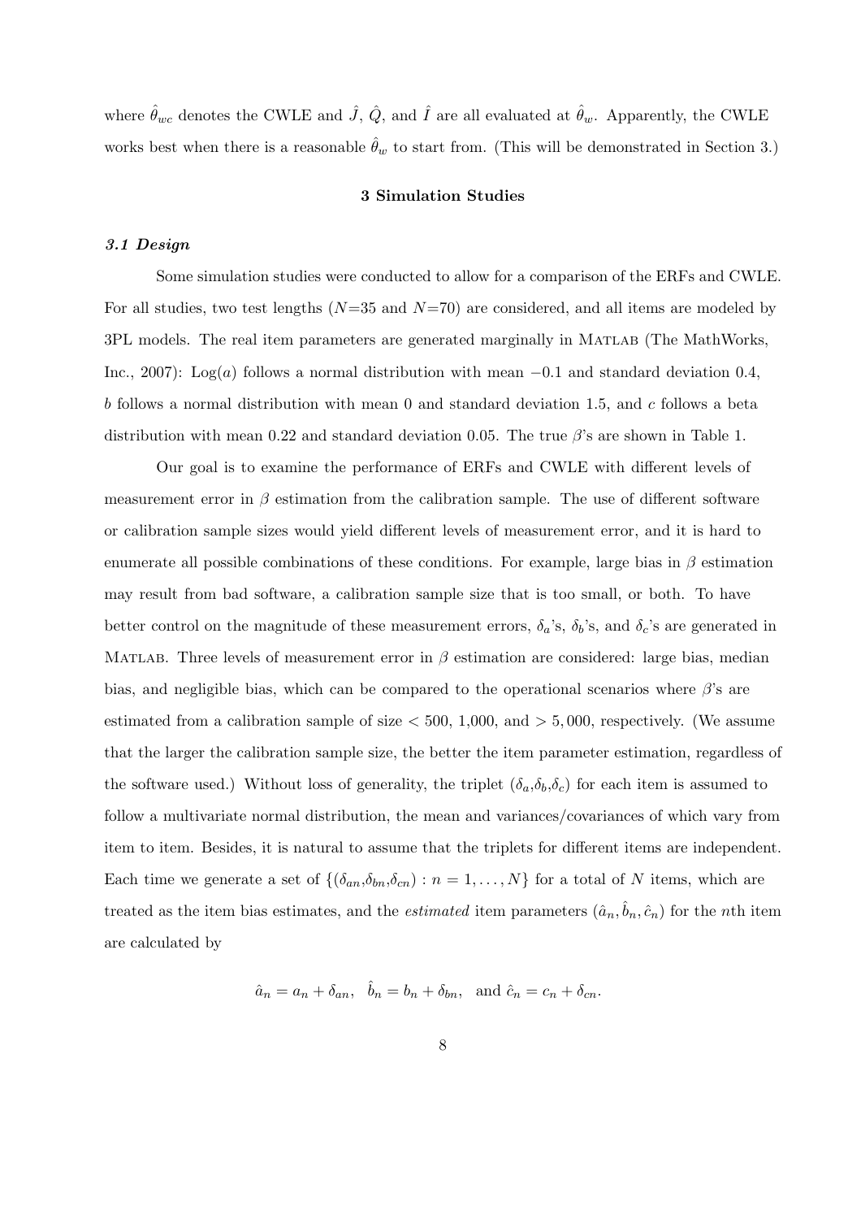where $\hat{\theta}_{wc}$ denotes the CWLE and $\hat{J}$, $\hat{Q}$, and $\hat{I}$ are all evaluated at $\hat{\theta}_w$. Apparently, the CWLE works best when there is a reasonable $\hat{\theta}_w$ to start from. (This will be demonstrated in Section 3.)

## 3 Simulation Studies

### *3.1 Design*

Some simulation studies were conducted to allow for a comparison of the ERFs and CWLE. For all studies, two test lengths ($N$=35 and $N$=70) are considered, and all items are modeled by 3PL models. The real item parameters are generated marginally in MATLAB (The MathWorks, Inc., 2007): Log($a$) follows a normal distribution with mean $-0.1$ and standard deviation 0.4, $b$ follows a normal distribution with mean 0 and standard deviation 1.5, and $c$ follows a beta distribution with mean 0.22 and standard deviation 0.05. The true $\beta$'s are shown in Table 1.

Our goal is to examine the performance of ERFs and CWLE with different levels of measurement error in $\beta$ estimation from the calibration sample. The use of different software or calibration sample sizes would yield different levels of measurement error, and it is hard to enumerate all possible combinations of these conditions. For example, large bias in $\beta$ estimation may result from bad software, a calibration sample size that is too small, or both. To have better control on the magnitude of these measurement errors, $\delta_a$'s, $\delta_b$'s, and $\delta_c$'s are generated in MATLAB. Three levels of measurement error in $\beta$ estimation are considered: large bias, median bias, and negligible bias, which can be compared to the operational scenarios where $\beta$'s are estimated from a calibration sample of size $< 500$, 1,000, and $> 5,000$, respectively. (We assume that the larger the calibration sample size, the better the item parameter estimation, regardless of the software used.) Without loss of generality, the triplet ($\delta_a$,$\delta_b$,$\delta_c$) for each item is assumed to follow a multivariate normal distribution, the mean and variances/covariances of which vary from item to item. Besides, it is natural to assume that the triplets for different items are independent. Each time we generate a set of $\{(\delta_{an},\delta_{bn},\delta_{cn}) : n = 1, \ldots, N\}$ for a total of $N$ items, which are treated as the item bias estimates, and the *estimated* item parameters $(\hat{a}_n, \hat{b}_n, \hat{c}_n)$ for the $n$th item are calculated by

$$\hat{a}_n = a_n + \delta_{an}, \quad \hat{b}_n = b_n + \delta_{bn}, \quad \text{and } \hat{c}_n = c_n + \delta_{cn}.$$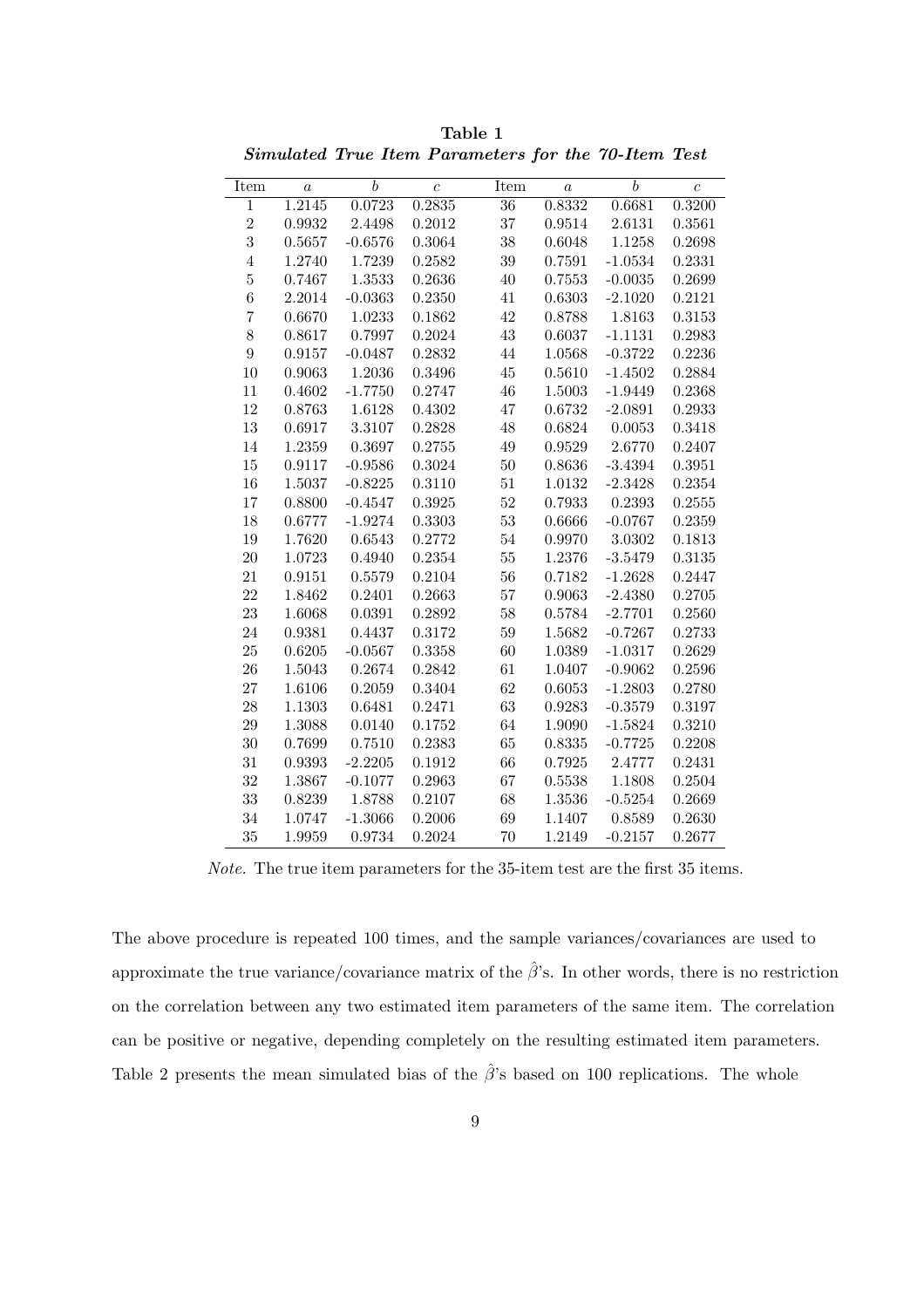**Table 1**

***Simulated True Item Parameters for the 70-Item Test***

| Item | $a$ | $b$ | $c$ | Item | $a$ | $b$ | $c$ |
|---|---|---|---|---|---|---|---|
| 1 | 1.2145 | 0.0723 | 0.2835 | 36 | 0.8332 | 0.6681 | 0.3200 |
| 2 | 0.9932 | 2.4498 | 0.2012 | 37 | 0.9514 | 2.6131 | 0.3561 |
| 3 | 0.5657 | -0.6576 | 0.3064 | 38 | 0.6048 | 1.1258 | 0.2698 |
| 4 | 1.2740 | 1.7239 | 0.2582 | 39 | 0.7591 | -1.0534 | 0.2331 |
| 5 | 0.7467 | 1.3533 | 0.2636 | 40 | 0.7553 | -0.0035 | 0.2699 |
| 6 | 2.2014 | -0.0363 | 0.2350 | 41 | 0.6303 | -2.1020 | 0.2121 |
| 7 | 0.6670 | 1.0233 | 0.1862 | 42 | 0.8788 | 1.8163 | 0.3153 |
| 8 | 0.8617 | 0.7997 | 0.2024 | 43 | 0.6037 | -1.1131 | 0.2983 |
| 9 | 0.9157 | -0.0487 | 0.2832 | 44 | 1.0568 | -0.3722 | 0.2236 |
| 10 | 0.9063 | 1.2036 | 0.3496 | 45 | 0.5610 | -1.4502 | 0.2884 |
| 11 | 0.4602 | -1.7750 | 0.2747 | 46 | 1.5003 | -1.9449 | 0.2368 |
| 12 | 0.8763 | 1.6128 | 0.4302 | 47 | 0.6732 | -2.0891 | 0.2933 |
| 13 | 0.6917 | 3.3107 | 0.2828 | 48 | 0.6824 | 0.0053 | 0.3418 |
| 14 | 1.2359 | 0.3697 | 0.2755 | 49 | 0.9529 | 2.6770 | 0.2407 |
| 15 | 0.9117 | -0.9586 | 0.3024 | 50 | 0.8636 | -3.4394 | 0.3951 |
| 16 | 1.5037 | -0.8225 | 0.3110 | 51 | 1.0132 | -2.3428 | 0.2354 |
| 17 | 0.8800 | -0.4547 | 0.3925 | 52 | 0.7933 | 0.2393 | 0.2555 |
| 18 | 0.6777 | -1.9274 | 0.3303 | 53 | 0.6666 | -0.0767 | 0.2359 |
| 19 | 1.7620 | 0.6543 | 0.2772 | 54 | 0.9970 | 3.0302 | 0.1813 |
| 20 | 1.0723 | 0.4940 | 0.2354 | 55 | 1.2376 | -3.5479 | 0.3135 |
| 21 | 0.9151 | 0.5579 | 0.2104 | 56 | 0.7182 | -1.2628 | 0.2447 |
| 22 | 1.8462 | 0.2401 | 0.2663 | 57 | 0.9063 | -2.4380 | 0.2705 |
| 23 | 1.6068 | 0.0391 | 0.2892 | 58 | 0.5784 | -2.7701 | 0.2560 |
| 24 | 0.9381 | 0.4437 | 0.3172 | 59 | 1.5682 | -0.7267 | 0.2733 |
| 25 | 0.6205 | -0.0567 | 0.3358 | 60 | 1.0389 | -1.0317 | 0.2629 |
| 26 | 1.5043 | 0.2674 | 0.2842 | 61 | 1.0407 | -0.9062 | 0.2596 |
| 27 | 1.6106 | 0.2059 | 0.3404 | 62 | 0.6053 | -1.2803 | 0.2780 |
| 28 | 1.1303 | 0.6481 | 0.2471 | 63 | 0.9283 | -0.3579 | 0.3197 |
| 29 | 1.3088 | 0.0140 | 0.1752 | 64 | 1.9090 | -1.5824 | 0.3210 |
| 30 | 0.7699 | 0.7510 | 0.2383 | 65 | 0.8335 | -0.7725 | 0.2208 |
| 31 | 0.9393 | -2.2205 | 0.1912 | 66 | 0.7925 | 2.4777 | 0.2431 |
| 32 | 1.3867 | -0.1077 | 0.2963 | 67 | 0.5538 | 1.1808 | 0.2504 |
| 33 | 0.8239 | 1.8788 | 0.2107 | 68 | 1.3536 | -0.5254 | 0.2669 |
| 34 | 1.0747 | -1.3066 | 0.2006 | 69 | 1.1407 | 0.8589 | 0.2630 |
| 35 | 1.9959 | 0.9734 | 0.2024 | 70 | 1.2149 | -0.2157 | 0.2677 |

*Note.* The true item parameters for the 35-item test are the first 35 items.

The above procedure is repeated 100 times, and the sample variances/covariances are used to approximate the true variance/covariance matrix of the $\hat{\beta}$'s. In other words, there is no restriction on the correlation between any two estimated item parameters of the same item. The correlation can be positive or negative, depending completely on the resulting estimated item parameters. Table 2 presents the mean simulated bias of the $\hat{\beta}$'s based on 100 replications. The whole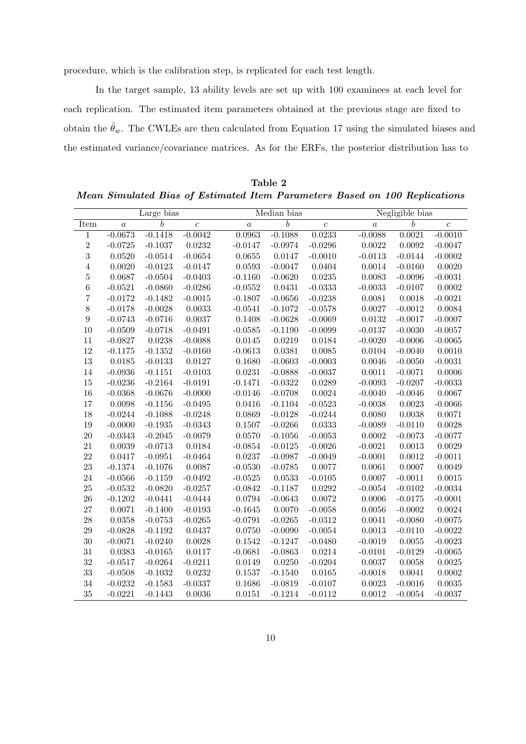procedure, which is the calibration step, is replicated for each test length.

In the target sample, 13 ability levels are set up with 100 examinees at each level for each replication. The estimated item parameters obtained at the previous stage are fixed to obtain the $\hat{\theta}_w$. The CWLEs are then calculated from Equation 17 using the simulated biases and the estimated variance/covariance matrices. As for the ERFs, the posterior distribution has to

**Table 2**

***Mean Simulated Bias of Estimated Item Parameters Based on 100 Replications***

| | Large bias | | | Median bias | | | Negligible bias | | |
|---|---|---|---|---|---|---|---|---|---|
| Item | $a$ | $b$ | $c$ | $a$ | $b$ | $c$ | $a$ | $b$ | $c$ |
| 1 | -0.0673 | -0.1418 | -0.0042 | 0.0963 | -0.1088 | 0.0233 | -0.0088 | 0.0021 | -0.0010 |
| 2 | -0.0725 | -0.1037 | 0.0232 | -0.0147 | -0.0974 | -0.0296 | 0.0022 | 0.0092 | -0.0047 |
| 3 | 0.0520 | -0.0514 | -0.0654 | 0.0655 | 0.0147 | -0.0010 | -0.0113 | -0.0144 | -0.0002 |
| 4 | 0.0020 | -0.0123 | -0.0147 | 0.0593 | -0.0047 | 0.0404 | 0.0014 | -0.0160 | 0.0020 |
| 5 | 0.0687 | -0.0504 | -0.0403 | -0.1160 | -0.0620 | 0.0235 | 0.0083 | -0.0096 | -0.0031 |
| 6 | -0.0521 | -0.0860 | -0.0286 | -0.0552 | 0.0431 | -0.0333 | -0.0033 | -0.0107 | 0.0002 |
| 7 | -0.0172 | -0.1482 | -0.0015 | -0.1807 | -0.0656 | -0.0238 | 0.0081 | 0.0018 | -0.0021 |
| 8 | -0.0178 | -0.0028 | 0.0033 | -0.0541 | -0.1072 | -0.0578 | 0.0027 | -0.0012 | 0.0084 |
| 9 | -0.0743 | -0.0716 | 0.0037 | 0.1408 | -0.0628 | -0.0069 | 0.0132 | -0.0017 | -0.0007 |
| 10 | -0.0509 | -0.0718 | -0.0491 | -0.0585 | -0.1190 | -0.0099 | -0.0137 | -0.0030 | -0.0057 |
| 11 | -0.0827 | 0.0238 | -0.0088 | 0.0145 | 0.0219 | 0.0184 | -0.0020 | -0.0006 | -0.0065 |
| 12 | -0.1175 | -0.1352 | -0.0160 | -0.0613 | 0.0381 | 0.0085 | 0.0104 | -0.0040 | 0.0010 |
| 13 | 0.0185 | -0.0133 | 0.0127 | 0.1680 | -0.0603 | -0.0003 | 0.0046 | -0.0050 | -0.0031 |
| 14 | -0.0936 | -0.1151 | -0.0103 | 0.0231 | -0.0888 | -0.0037 | 0.0011 | -0.0071 | 0.0006 |
| 15 | -0.0236 | -0.2164 | -0.0191 | -0.1471 | -0.0322 | 0.0289 | -0.0093 | -0.0207 | -0.0033 |
| 16 | -0.0368 | -0.0676 | -0.0000 | -0.0146 | -0.0708 | 0.0024 | -0.0040 | -0.0046 | 0.0067 |
| 17 | 0.0098 | -0.1156 | -0.0495 | 0.0416 | -0.1104 | -0.0523 | -0.0038 | 0.0023 | -0.0066 |
| 18 | -0.0244 | -0.1088 | -0.0248 | 0.0869 | -0.0128 | -0.0244 | 0.0080 | 0.0038 | 0.0071 |
| 19 | -0.0000 | -0.1935 | -0.0343 | 0.1507 | -0.0266 | 0.0333 | -0.0089 | -0.0110 | 0.0028 |
| 20 | -0.0343 | -0.2045 | -0.0079 | 0.0570 | -0.1056 | -0.0053 | 0.0002 | -0.0073 | -0.0077 |
| 21 | 0.0039 | -0.0713 | 0.0184 | -0.0854 | -0.0125 | -0.0026 | -0.0021 | 0.0013 | 0.0029 |
| 22 | 0.0417 | -0.0951 | -0.0464 | 0.0237 | -0.0987 | -0.0049 | -0.0001 | 0.0012 | -0.0011 |
| 23 | -0.1374 | -0.1076 | 0.0087 | -0.0530 | -0.0785 | 0.0077 | 0.0061 | 0.0007 | 0.0049 |
| 24 | -0.0566 | -0.1159 | -0.0492 | -0.0525 | 0.0533 | -0.0105 | 0.0007 | -0.0011 | 0.0015 |
| 25 | -0.0532 | -0.0820 | -0.0257 | -0.0842 | -0.1187 | 0.0292 | -0.0054 | -0.0102 | -0.0034 |
| 26 | -0.1202 | -0.0441 | -0.0444 | 0.0794 | -0.0643 | 0.0072 | 0.0006 | -0.0175 | -0.0001 |
| 27 | 0.0071 | -0.1400 | -0.0193 | -0.1645 | 0.0070 | -0.0058 | 0.0056 | -0.0002 | 0.0024 |
| 28 | 0.0358 | -0.0753 | -0.0265 | -0.0791 | -0.0265 | -0.0312 | 0.0041 | -0.0080 | -0.0075 |
| 29 | -0.0828 | -0.1192 | 0.0437 | 0.0750 | -0.0090 | -0.0054 | 0.0013 | -0.0110 | -0.0022 |
| 30 | -0.0071 | -0.0240 | 0.0028 | 0.1542 | -0.1247 | -0.0480 | -0.0019 | 0.0055 | -0.0023 |
| 31 | 0.0383 | -0.0165 | 0.0117 | -0.0681 | -0.0863 | 0.0214 | -0.0101 | -0.0129 | -0.0065 |
| 32 | -0.0517 | -0.0264 | -0.0211 | 0.0149 | 0.0250 | -0.0204 | 0.0037 | 0.0058 | 0.0025 |
| 33 | -0.0508 | -0.1032 | 0.0232 | 0.1537 | -0.1540 | 0.0165 | -0.0018 | 0.0041 | 0.0002 |
| 34 | -0.0232 | -0.1583 | -0.0337 | 0.1686 | -0.0819 | -0.0107 | 0.0023 | -0.0016 | 0.0035 |
| 35 | -0.0221 | -0.1443 | 0.0036 | 0.0151 | -0.1214 | -0.0112 | 0.0012 | -0.0054 | -0.0037 |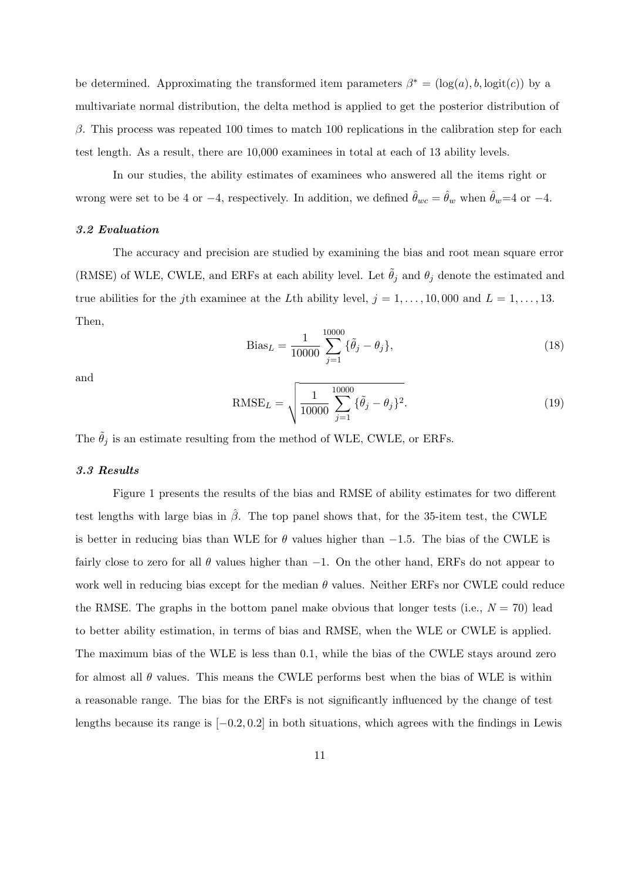be determined. Approximating the transformed item parameters $\beta^* = (\log(a), b, \text{logit}(c))$ by a multivariate normal distribution, the delta method is applied to get the posterior distribution of $\beta$. This process was repeated 100 times to match 100 replications in the calibration step for each test length. As a result, there are 10,000 examinees in total at each of 13 ability levels.

In our studies, the ability estimates of examinees who answered all the items right or wrong were set to be 4 or $-4$, respectively. In addition, we defined $\hat{\theta}_{wc} = \hat{\theta}_w$ when $\hat{\theta}_w$=4 or $-4$.

### *3.2 Evaluation*

The accuracy and precision are studied by examining the bias and root mean square error (RMSE) of WLE, CWLE, and ERFs at each ability level. Let $\tilde{\theta}_j$ and $\theta_j$ denote the estimated and true abilities for the $j$th examinee at the $L$th ability level, $j = 1, \ldots, 10,000$ and $L = 1, \ldots, 13$. Then,

$$\text{Bias}_L = \frac{1}{10000} \sum_{j=1}^{10000} \{\tilde{\theta}_j - \theta_j\}, \tag{18}$$

and

$$\text{RMSE}_L = \sqrt{\frac{1}{10000} \sum_{j=1}^{10000} \{\tilde{\theta}_j - \theta_j\}^2}. \tag{19}$$

The $\tilde{\theta}_j$ is an estimate resulting from the method of WLE, CWLE, or ERFs.

### *3.3 Results*

Figure 1 presents the results of the bias and RMSE of ability estimates for two different test lengths with large bias in $\hat{\beta}$. The top panel shows that, for the 35-item test, the CWLE is better in reducing bias than WLE for $\theta$ values higher than $-1.5$. The bias of the CWLE is fairly close to zero for all $\theta$ values higher than $-1$. On the other hand, ERFs do not appear to work well in reducing bias except for the median $\theta$ values. Neither ERFs nor CWLE could reduce the RMSE. The graphs in the bottom panel make obvious that longer tests (i.e., $N = 70$) lead to better ability estimation, in terms of bias and RMSE, when the WLE or CWLE is applied. The maximum bias of the WLE is less than 0.1, while the bias of the CWLE stays around zero for almost all $\theta$ values. This means the CWLE performs best when the bias of WLE is within a reasonable range. The bias for the ERFs is not significantly influenced by the change of test lengths because its range is $[-0.2, 0.2]$ in both situations, which agrees with the findings in Lewis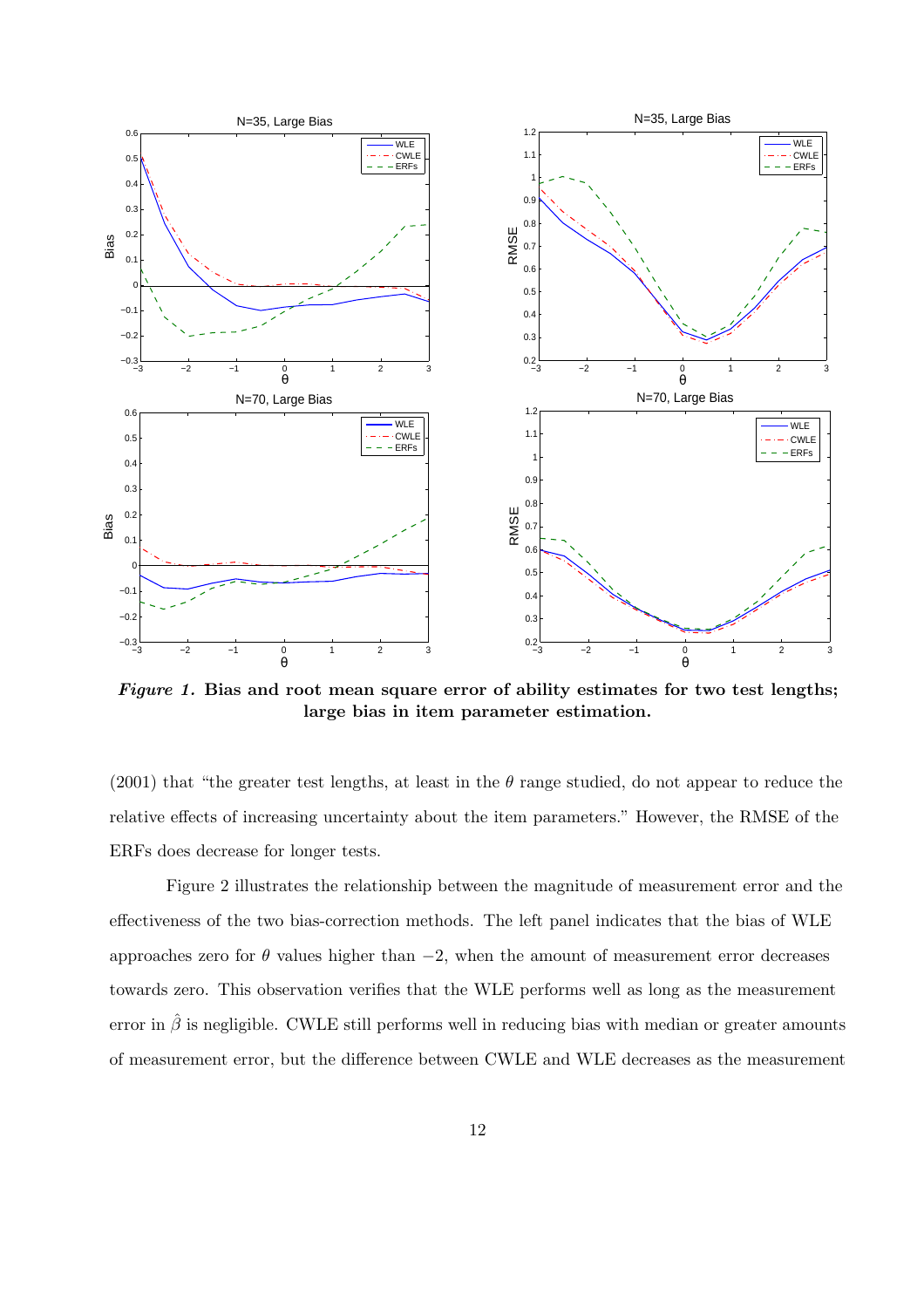*Figure 1.* **Bias and root mean square error of ability estimates for two test lengths; large bias in item parameter estimation.**

(2001) that "the greater test lengths, at least in the $\theta$ range studied, do not appear to reduce the relative effects of increasing uncertainty about the item parameters." However, the RMSE of the ERFs does decrease for longer tests.

Figure 2 illustrates the relationship between the magnitude of measurement error and the effectiveness of the two bias-correction methods. The left panel indicates that the bias of WLE approaches zero for $\theta$ values higher than $-2$, when the amount of measurement error decreases towards zero. This observation verifies that the WLE performs well as long as the measurement error in $\hat{\beta}$ is negligible. CWLE still performs well in reducing bias with median or greater amounts of measurement error, but the difference between CWLE and WLE decreases as the measurement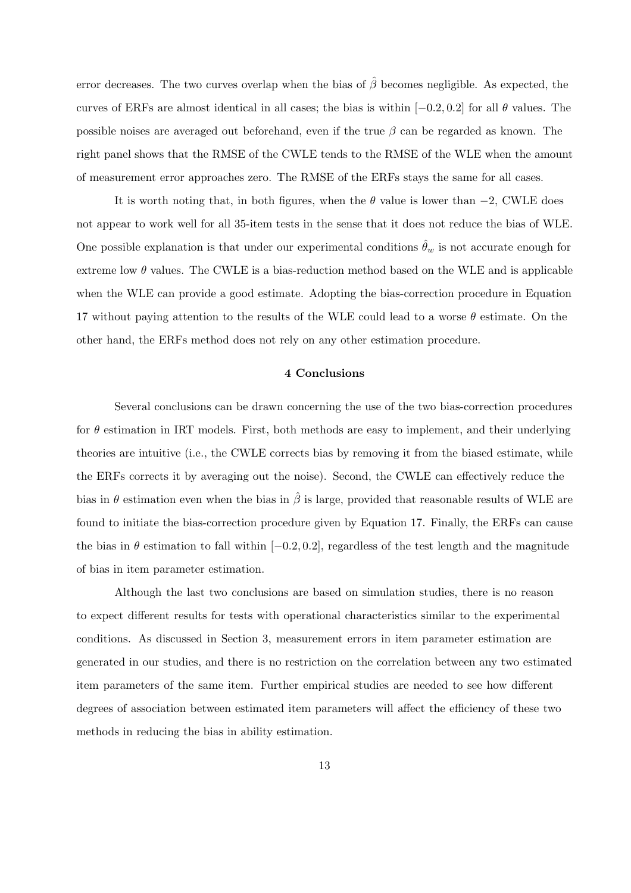error decreases. The two curves overlap when the bias of $\hat{\beta}$ becomes negligible. As expected, the curves of ERFs are almost identical in all cases; the bias is within $[-0.2, 0.2]$ for all $\theta$ values. The possible noises are averaged out beforehand, even if the true $\beta$ can be regarded as known. The right panel shows that the RMSE of the CWLE tends to the RMSE of the WLE when the amount of measurement error approaches zero. The RMSE of the ERFs stays the same for all cases.

It is worth noting that, in both figures, when the $\theta$ value is lower than $-2$, CWLE does not appear to work well for all 35-item tests in the sense that it does not reduce the bias of WLE. One possible explanation is that under our experimental conditions $\hat{\theta}_w$ is not accurate enough for extreme low $\theta$ values. The CWLE is a bias-reduction method based on the WLE and is applicable when the WLE can provide a good estimate. Adopting the bias-correction procedure in Equation 17 without paying attention to the results of the WLE could lead to a worse $\theta$ estimate. On the other hand, the ERFs method does not rely on any other estimation procedure.

## 4 Conclusions

Several conclusions can be drawn concerning the use of the two bias-correction procedures for $\theta$ estimation in IRT models. First, both methods are easy to implement, and their underlying theories are intuitive (i.e., the CWLE corrects bias by removing it from the biased estimate, while the ERFs corrects it by averaging out the noise). Second, the CWLE can effectively reduce the bias in $\theta$ estimation even when the bias in $\hat{\beta}$ is large, provided that reasonable results of WLE are found to initiate the bias-correction procedure given by Equation 17. Finally, the ERFs can cause the bias in $\theta$ estimation to fall within $[-0.2, 0.2]$, regardless of the test length and the magnitude of bias in item parameter estimation.

Although the last two conclusions are based on simulation studies, there is no reason to expect different results for tests with operational characteristics similar to the experimental conditions. As discussed in Section 3, measurement errors in item parameter estimation are generated in our studies, and there is no restriction on the correlation between any two estimated item parameters of the same item. Further empirical studies are needed to see how different degrees of association between estimated item parameters will affect the efficiency of these two methods in reducing the bias in ability estimation.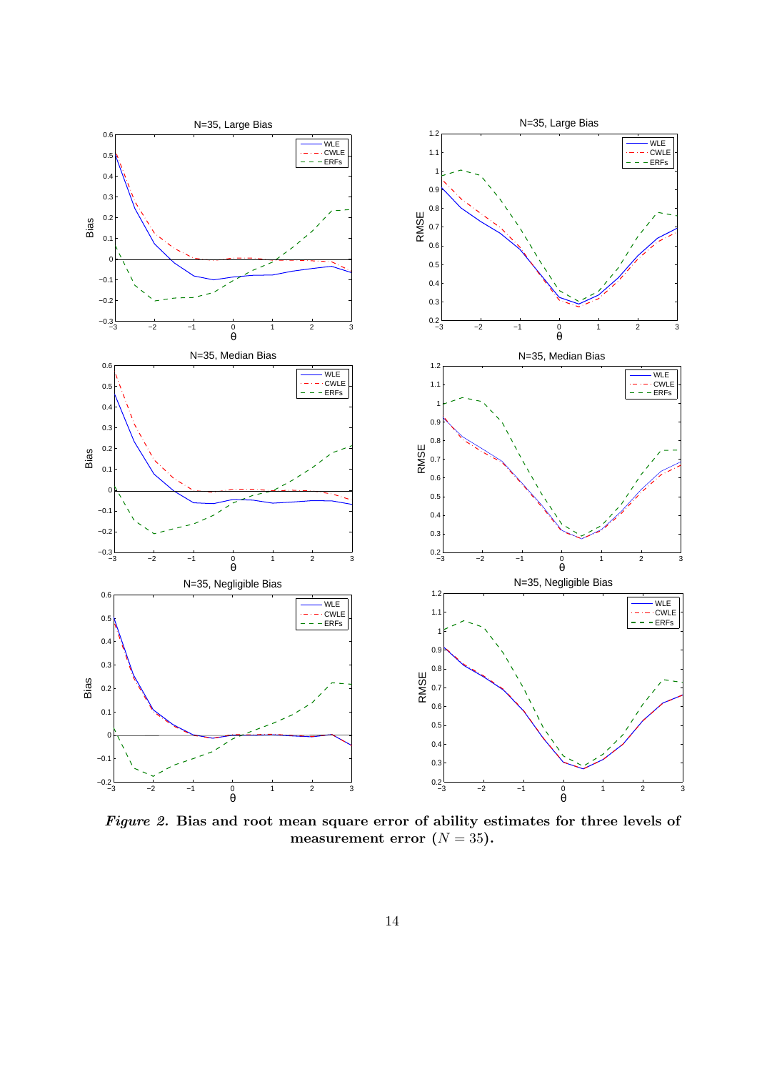*Figure 2.* **Bias and root mean square error of ability estimates for three levels of measurement error ($N = 35$).**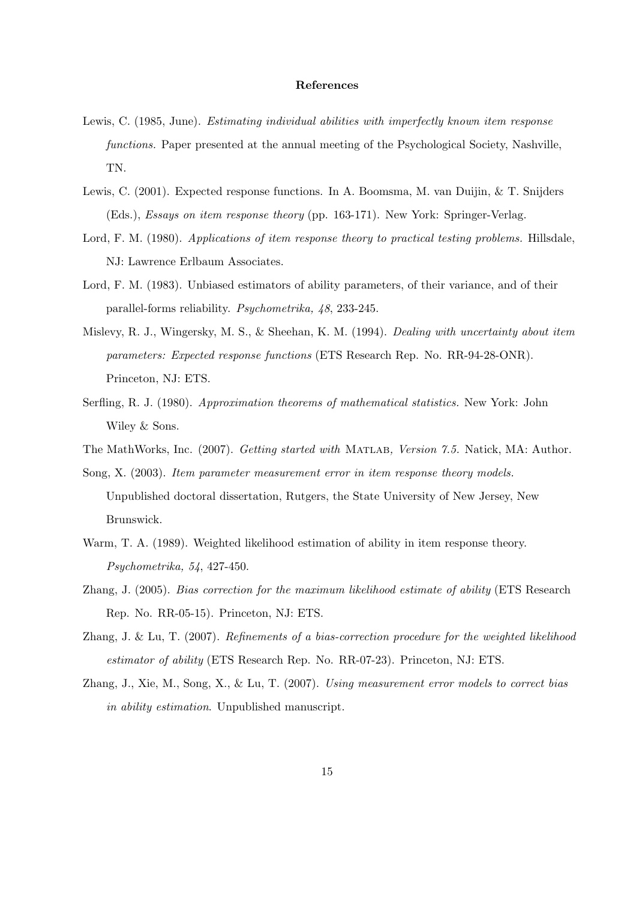# References

Lewis, C. (1985, June). *Estimating individual abilities with imperfectly known item response functions.* Paper presented at the annual meeting of the Psychological Society, Nashville, TN.

Lewis, C. (2001). Expected response functions. In A. Boomsma, M. van Duijin, & T. Snijders (Eds.), *Essays on item response theory* (pp. 163-171). New York: Springer-Verlag.

Lord, F. M. (1980). *Applications of item response theory to practical testing problems.* Hillsdale, NJ: Lawrence Erlbaum Associates.

Lord, F. M. (1983). Unbiased estimators of ability parameters, of their variance, and of their parallel-forms reliability. *Psychometrika, 48*, 233-245.

Mislevy, R. J., Wingersky, M. S., & Sheehan, K. M. (1994). *Dealing with uncertainty about item parameters: Expected response functions* (ETS Research Rep. No. RR-94-28-ONR). Princeton, NJ: ETS.

Serfling, R. J. (1980). *Approximation theorems of mathematical statistics.* New York: John Wiley & Sons.

The MathWorks, Inc. (2007). *Getting started with* MATLAB*, Version 7.5.* Natick, MA: Author.

Song, X. (2003). *Item parameter measurement error in item response theory models.* Unpublished doctoral dissertation, Rutgers, the State University of New Jersey, New Brunswick.

Warm, T. A. (1989). Weighted likelihood estimation of ability in item response theory. *Psychometrika, 54*, 427-450.

Zhang, J. (2005). *Bias correction for the maximum likelihood estimate of ability* (ETS Research Rep. No. RR-05-15). Princeton, NJ: ETS.

Zhang, J. & Lu, T. (2007). *Refinements of a bias-correction procedure for the weighted likelihood estimator of ability* (ETS Research Rep. No. RR-07-23). Princeton, NJ: ETS.

Zhang, J., Xie, M., Song, X., & Lu, T. (2007). *Using measurement error models to correct bias in ability estimation*. Unpublished manuscript.